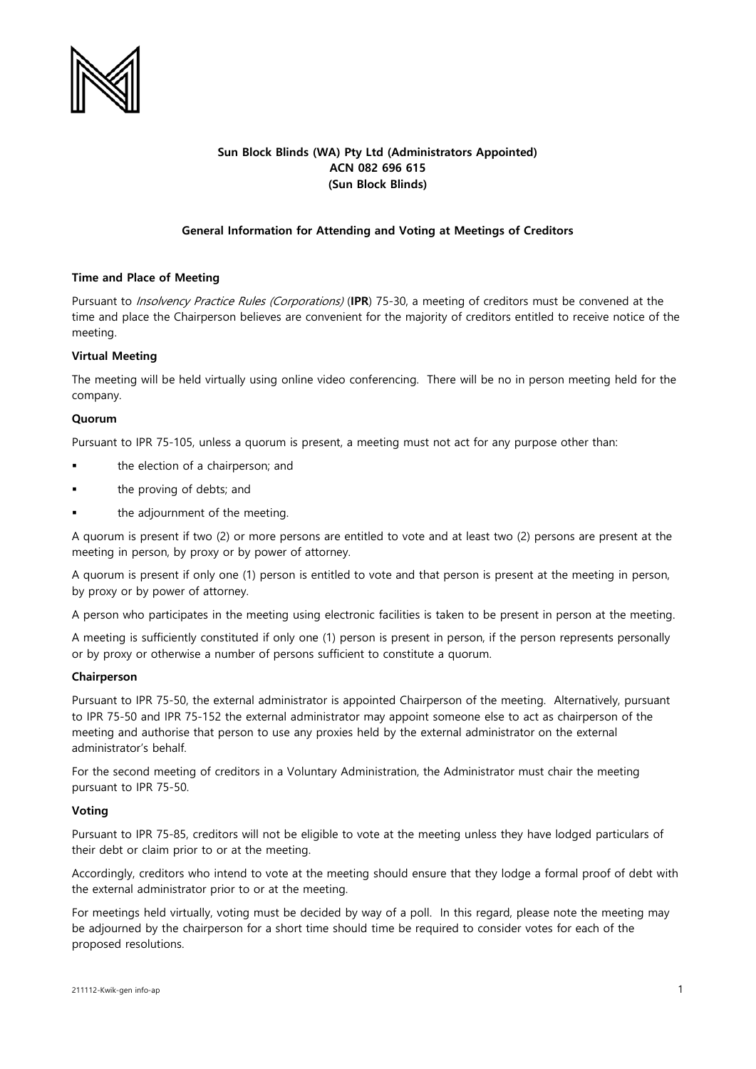**Sun Block Blinds (WA) Pty Ltd (Administrators Appointed)**
**ACN 082 696 615**
**(Sun Block Blinds)**

**General Information for Attending and Voting at Meetings of Creditors**

**Time and Place of Meeting**

Pursuant to *Insolvency Practice Rules (Corporations)* (**IPR**) 75-30, a meeting of creditors must be convened at the time and place the Chairperson believes are convenient for the majority of creditors entitled to receive notice of the meeting.

**Virtual Meeting**

The meeting will be held virtually using online video conferencing. There will be no in person meeting held for the company.

**Quorum**

Pursuant to IPR 75-105, unless a quorum is present, a meeting must not act for any purpose other than:

- the election of a chairperson; and
- the proving of debts; and
- the adjournment of the meeting.

A quorum is present if two (2) or more persons are entitled to vote and at least two (2) persons are present at the meeting in person, by proxy or by power of attorney.

A quorum is present if only one (1) person is entitled to vote and that person is present at the meeting in person, by proxy or by power of attorney.

A person who participates in the meeting using electronic facilities is taken to be present in person at the meeting.

A meeting is sufficiently constituted if only one (1) person is present in person, if the person represents personally or by proxy or otherwise a number of persons sufficient to constitute a quorum.

**Chairperson**

Pursuant to IPR 75-50, the external administrator is appointed Chairperson of the meeting. Alternatively, pursuant to IPR 75-50 and IPR 75-152 the external administrator may appoint someone else to act as chairperson of the meeting and authorise that person to use any proxies held by the external administrator on the external administrator's behalf.

For the second meeting of creditors in a Voluntary Administration, the Administrator must chair the meeting pursuant to IPR 75-50.

**Voting**

Pursuant to IPR 75-85, creditors will not be eligible to vote at the meeting unless they have lodged particulars of their debt or claim prior to or at the meeting.

Accordingly, creditors who intend to vote at the meeting should ensure that they lodge a formal proof of debt with the external administrator prior to or at the meeting.

For meetings held virtually, voting must be decided by way of a poll. In this regard, please note the meeting may be adjourned by the chairperson for a short time should time be required to consider votes for each of the proposed resolutions.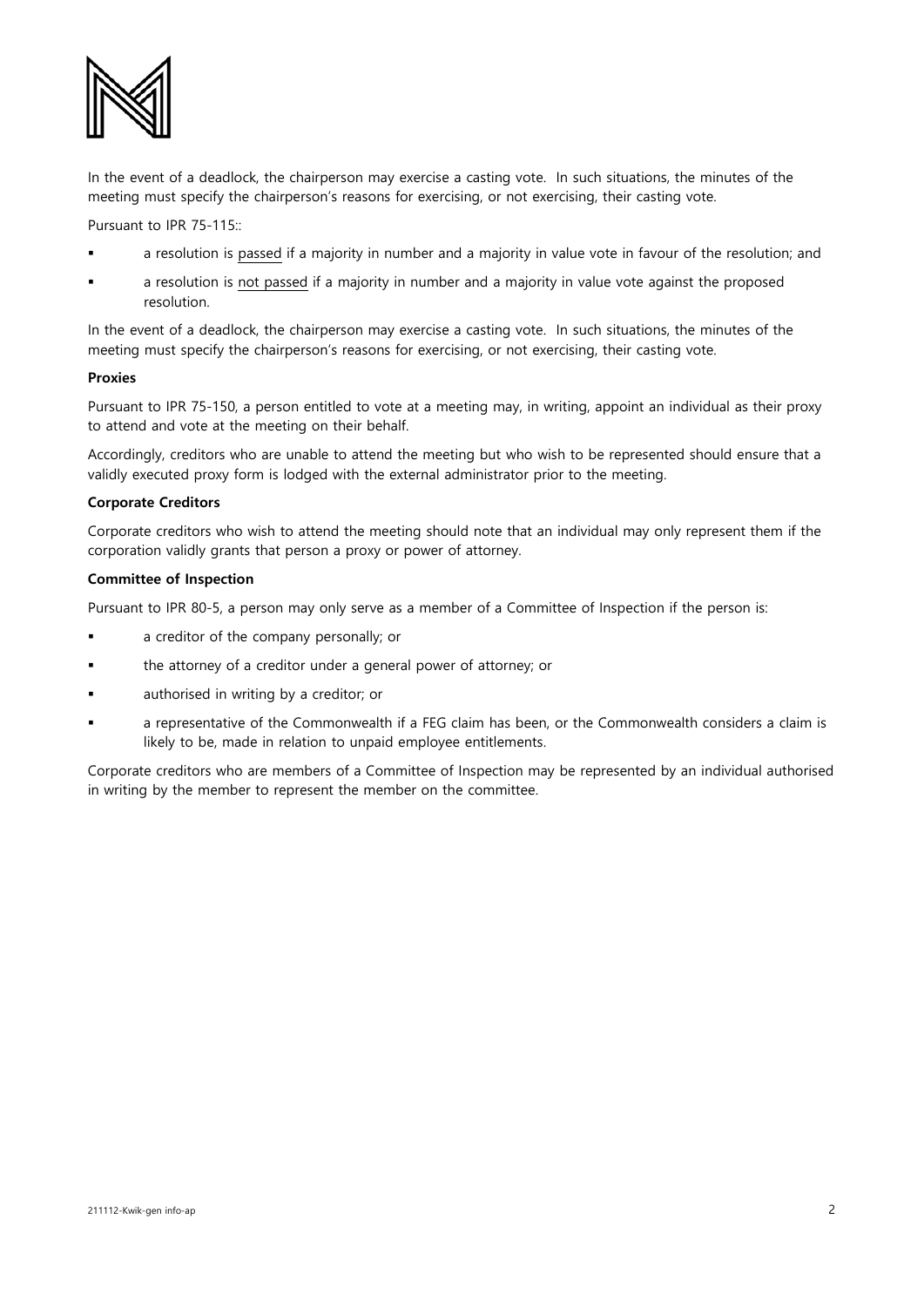In the event of a deadlock, the chairperson may exercise a casting vote. In such situations, the minutes of the meeting must specify the chairperson's reasons for exercising, or not exercising, their casting vote.

Pursuant to IPR 75-115::

- a resolution is passed if a majority in number and a majority in value vote in favour of the resolution; and
- a resolution is not passed if a majority in number and a majority in value vote against the proposed resolution.

In the event of a deadlock, the chairperson may exercise a casting vote. In such situations, the minutes of the meeting must specify the chairperson's reasons for exercising, or not exercising, their casting vote.

**Proxies**

Pursuant to IPR 75-150, a person entitled to vote at a meeting may, in writing, appoint an individual as their proxy to attend and vote at the meeting on their behalf.

Accordingly, creditors who are unable to attend the meeting but who wish to be represented should ensure that a validly executed proxy form is lodged with the external administrator prior to the meeting.

**Corporate Creditors**

Corporate creditors who wish to attend the meeting should note that an individual may only represent them if the corporation validly grants that person a proxy or power of attorney.

**Committee of Inspection**

Pursuant to IPR 80-5, a person may only serve as a member of a Committee of Inspection if the person is:

- a creditor of the company personally; or
- the attorney of a creditor under a general power of attorney; or
- authorised in writing by a creditor; or
- a representative of the Commonwealth if a FEG claim has been, or the Commonwealth considers a claim is likely to be, made in relation to unpaid employee entitlements.

Corporate creditors who are members of a Committee of Inspection may be represented by an individual authorised in writing by the member to represent the member on the committee.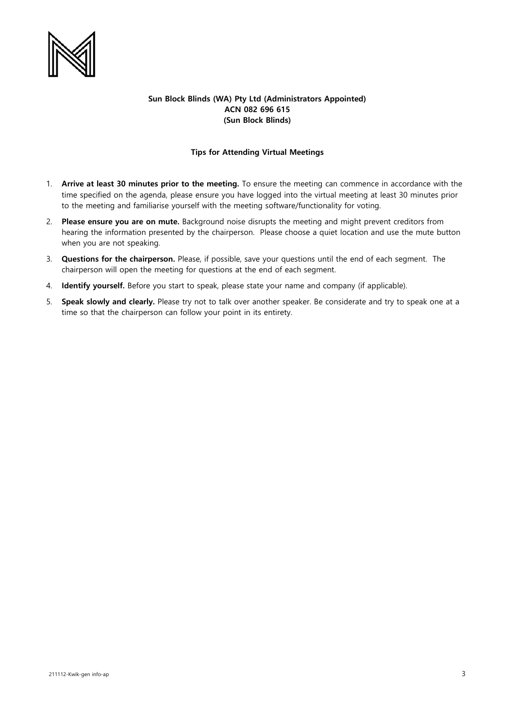**Sun Block Blinds (WA) Pty Ltd (Administrators Appointed)**
**ACN 082 696 615**
**(Sun Block Blinds)**

**Tips for Attending Virtual Meetings**

1. **Arrive at least 30 minutes prior to the meeting.** To ensure the meeting can commence in accordance with the time specified on the agenda, please ensure you have logged into the virtual meeting at least 30 minutes prior to the meeting and familiarise yourself with the meeting software/functionality for voting.
2. **Please ensure you are on mute.** Background noise disrupts the meeting and might prevent creditors from hearing the information presented by the chairperson. Please choose a quiet location and use the mute button when you are not speaking.
3. **Questions for the chairperson.** Please, if possible, save your questions until the end of each segment. The chairperson will open the meeting for questions at the end of each segment.
4. **Identify yourself.** Before you start to speak, please state your name and company (if applicable).
5. **Speak slowly and clearly.** Please try not to talk over another speaker. Be considerate and try to speak one at a time so that the chairperson can follow your point in its entirety.